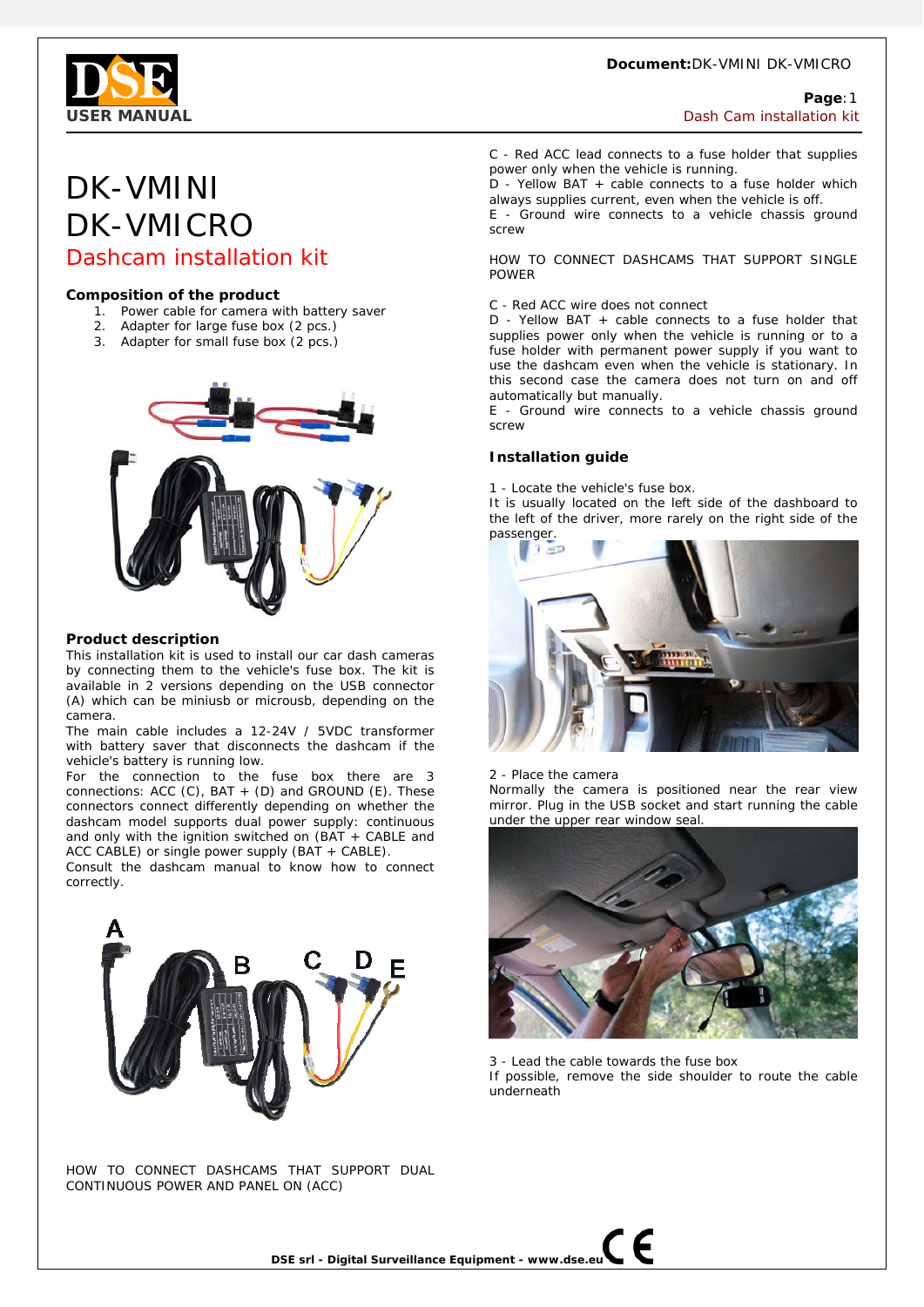# DK-VMINI
# DK-VMICRO
## Dashcam installation kit

### Composition of the product

1. Power cable for camera with battery saver
2. Adapter for large fuse box (2 pcs.)
3. Adapter for small fuse box (2 pcs.)

### Product description

This installation kit is used to install our car dash cameras by connecting them to the vehicle's fuse box. The kit is available in 2 versions depending on the USB connector (A) which can be miniusb or microusb, depending on the camera.
The main cable includes a 12-24V / 5VDC transformer with battery saver that disconnects the dashcam if the vehicle's battery is running low.
For the connection to the fuse box there are 3 connections: ACC (C), BAT + (D) and GROUND (E). These connectors connect differently depending on whether the dashcam model supports dual power supply: continuous and only with the ignition switched on (BAT + CABLE and ACC CABLE) or single power supply (BAT + CABLE).
Consult the dashcam manual to know how to connect correctly.

A B C D E

HOW TO CONNECT DASHCAMS THAT SUPPORT DUAL CONTINUOUS POWER AND PANEL ON (ACC)

C - Red ACC lead connects to a fuse holder that supplies power only when the vehicle is running.
D - Yellow BAT + cable connects to a fuse holder which always supplies current, even when the vehicle is off.
E - Ground wire connects to a vehicle chassis ground screw

HOW TO CONNECT DASHCAMS THAT SUPPORT SINGLE POWER

C - Red ACC wire does not connect
D - Yellow BAT + cable connects to a fuse holder that supplies power only when the vehicle is running or to a fuse holder with permanent power supply if you want to use the dashcam even when the vehicle is stationary. In this second case the camera does not turn on and off automatically but manually.
E - Ground wire connects to a vehicle chassis ground screw

### Installation guide

1 - Locate the vehicle's fuse box.
It is usually located on the left side of the dashboard to the left of the driver, more rarely on the right side of the passenger.

2 - Place the camera
Normally the camera is positioned near the rear view mirror. Plug in the USB socket and start running the cable under the upper rear window seal.

3 - Lead the cable towards the fuse box
If possible, remove the side shoulder to route the cable underneath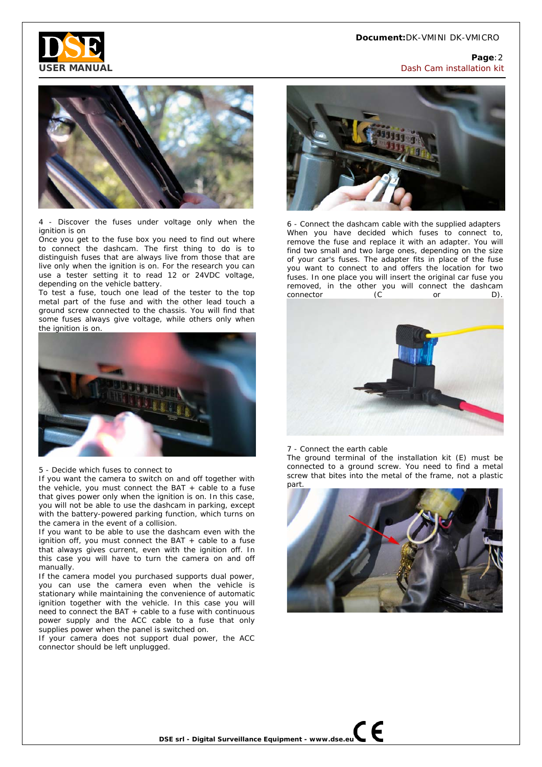4 - Discover the fuses under voltage only when the ignition is on

Once you get to the fuse box you need to find out where to connect the dashcam. The first thing to do is to distinguish fuses that are always live from those that are live only when the ignition is on. For the research you can use a tester setting it to read 12 or 24VDC voltage, depending on the vehicle battery.

To test a fuse, touch one lead of the tester to the top metal part of the fuse and with the other lead touch a ground screw connected to the chassis. You will find that some fuses always give voltage, while others only when the ignition is on.

5 - Decide which fuses to connect to

If you want the camera to switch on and off together with the vehicle, you must connect the BAT + cable to a fuse that gives power only when the ignition is on. In this case, you will not be able to use the dashcam in parking, except with the battery-powered parking function, which turns on the camera in the event of a collision.

If you want to be able to use the dashcam even with the ignition off, you must connect the BAT + cable to a fuse that always gives current, even with the ignition off. In this case you will have to turn the camera on and off manually.

If the camera model you purchased supports dual power, you can use the camera even when the vehicle is stationary while maintaining the convenience of automatic ignition together with the vehicle. In this case you will need to connect the BAT + cable to a fuse with continuous power supply and the ACC cable to a fuse that only supplies power when the panel is switched on.

If your camera does not support dual power, the ACC connector should be left unplugged.

6 - Connect the dashcam cable with the supplied adapters

When you have decided which fuses to connect to, remove the fuse and replace it with an adapter. You will find two small and two large ones, depending on the size of your car's fuses. The adapter fits in place of the fuse you want to connect to and offers the location for two fuses. In one place you will insert the original car fuse you removed, in the other you will connect the dashcam connector (C or D).

7 - Connect the earth cable

The ground terminal of the installation kit (E) must be connected to a ground screw. You need to find a metal screw that bites into the metal of the frame, not a plastic part.